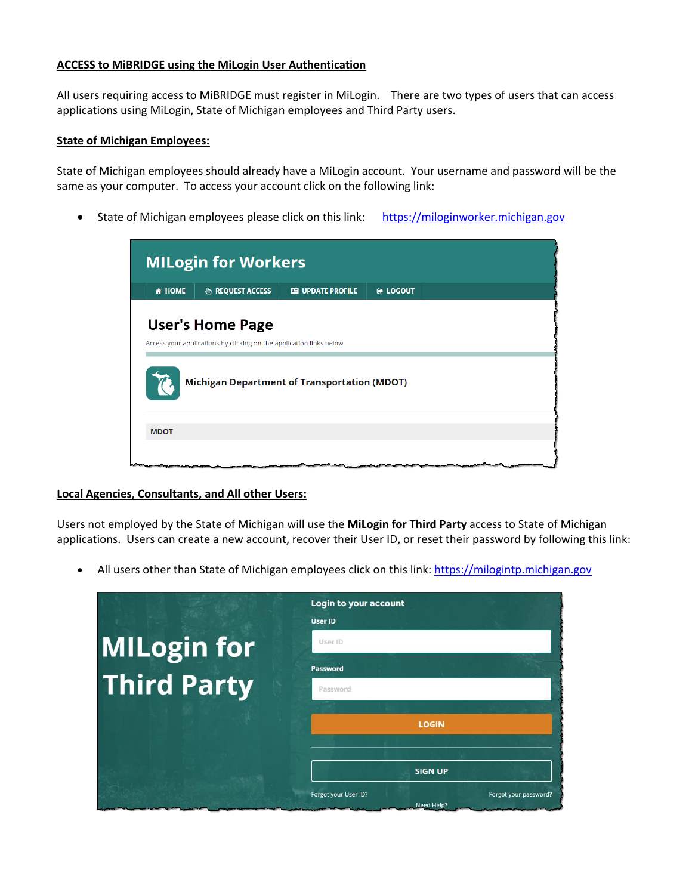**ACCESS to MiBRIDGE using the MiLogin User Authentication**

All users requiring access to MiBRIDGE must register in MiLogin. There are two types of users that can access applications using MiLogin, State of Michigan employees and Third Party users.

**State of Michigan Employees:**

State of Michigan employees should already have a MiLogin account. Your username and password will be the same as your computer. To access your account click on the following link:

- State of Michigan employees please click on this link: [https://miloginworker.michigan.gov](https://miloginworker.michigan.gov)

**Local Agencies, Consultants, and All other Users:**

Users not employed by the State of Michigan will use the **MiLogin for Third Party** access to State of Michigan applications. Users can create a new account, recover their User ID, or reset their password by following this link:

- All users other than State of Michigan employees click on this link: [https://milogintp.michigan.gov](https://milogintp.michigan.gov)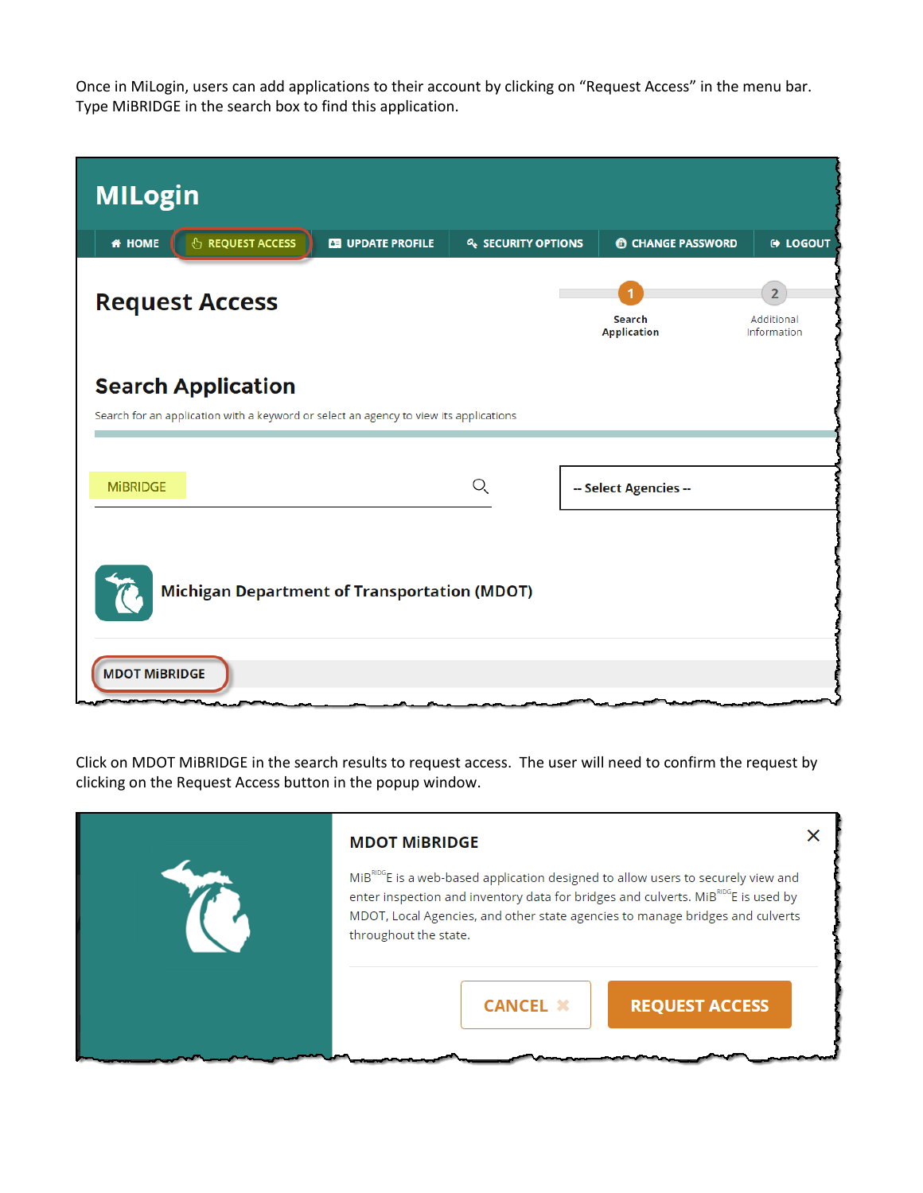Once in MiLogin, users can add applications to their account by clicking on "Request Access" in the menu bar. Type MiBRIDGE in the search box to find this application.

MILogin

HOME | REQUEST ACCESS | UPDATE PROFILE | SECURITY OPTIONS | CHANGE PASSWORD | LOGOUT

Request Access

1 Search Application — 2 Additional Information

Search Application

Search for an application with a keyword or select an agency to view its applications

MiBRIDGE

-- Select Agencies --

Michigan Department of Transportation (MDOT)

MDOT MiBRIDGE

Click on MDOT MiBRIDGE in the search results to request access. The user will need to confirm the request by clicking on the Request Access button in the popup window.

MDOT MiBRIDGE

MiB^RIDG^E is a web-based application designed to allow users to securely view and enter inspection and inventory data for bridges and culverts. MiB^RIDG^E is used by MDOT, Local Agencies, and other state agencies to manage bridges and culverts throughout the state.

CANCEL | REQUEST ACCESS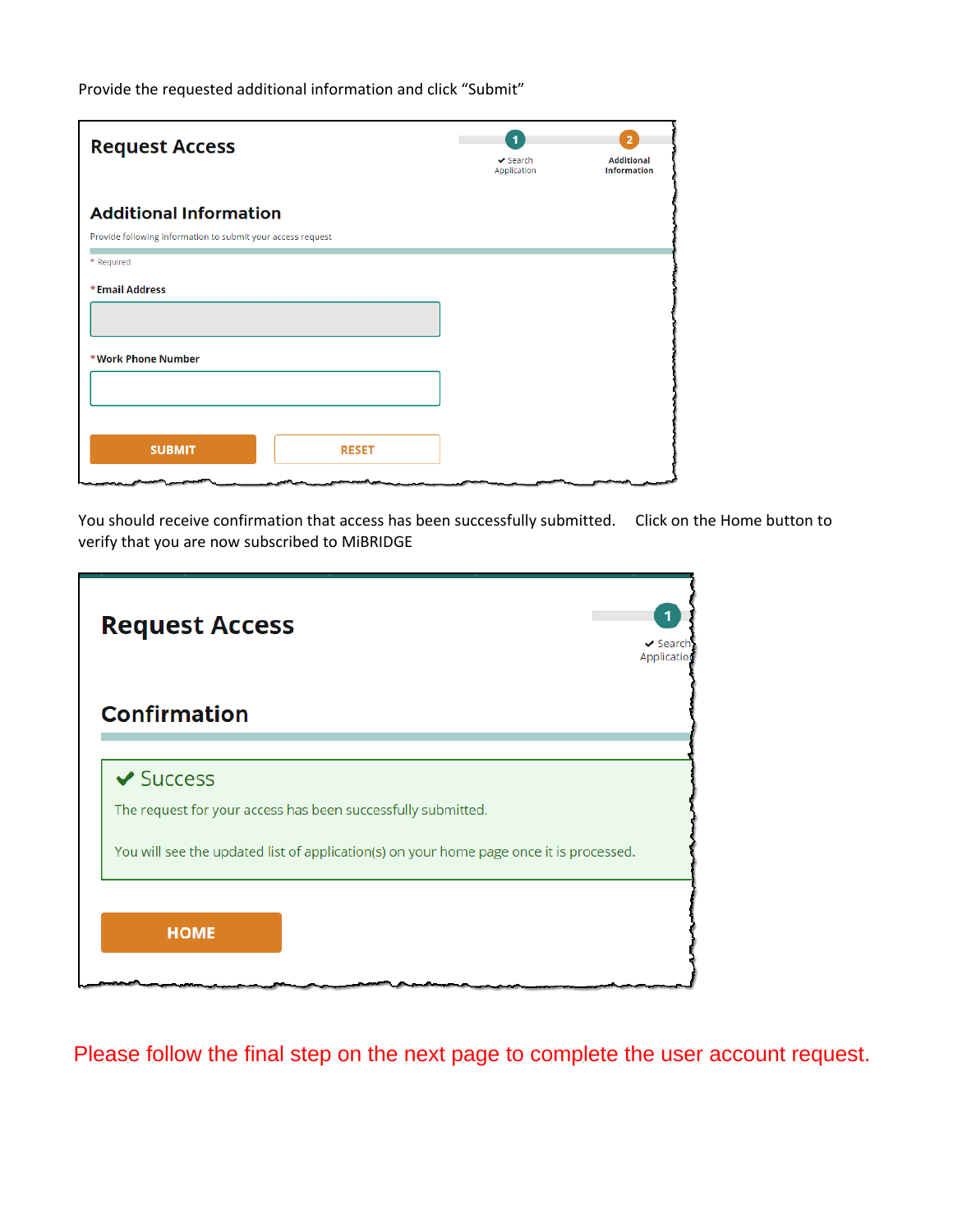Provide the requested additional information and click "Submit"

## Request Access

1 ✔ Search Application

2 Additional Information

### Additional Information

Provide following information to submit your access request

\* Required

\*Email Address

\*Work Phone Number

SUBMIT RESET

You should receive confirmation that access has been successfully submitted. Click on the Home button to verify that you are now subscribed to MiBRIDGE

## Request Access

1 ✔ Search Application

### Confirmation

✔ Success

The request for your access has been successfully submitted.

You will see the updated list of application(s) on your home page once it is processed.

HOME

Please follow the final step on the next page to complete the user account request.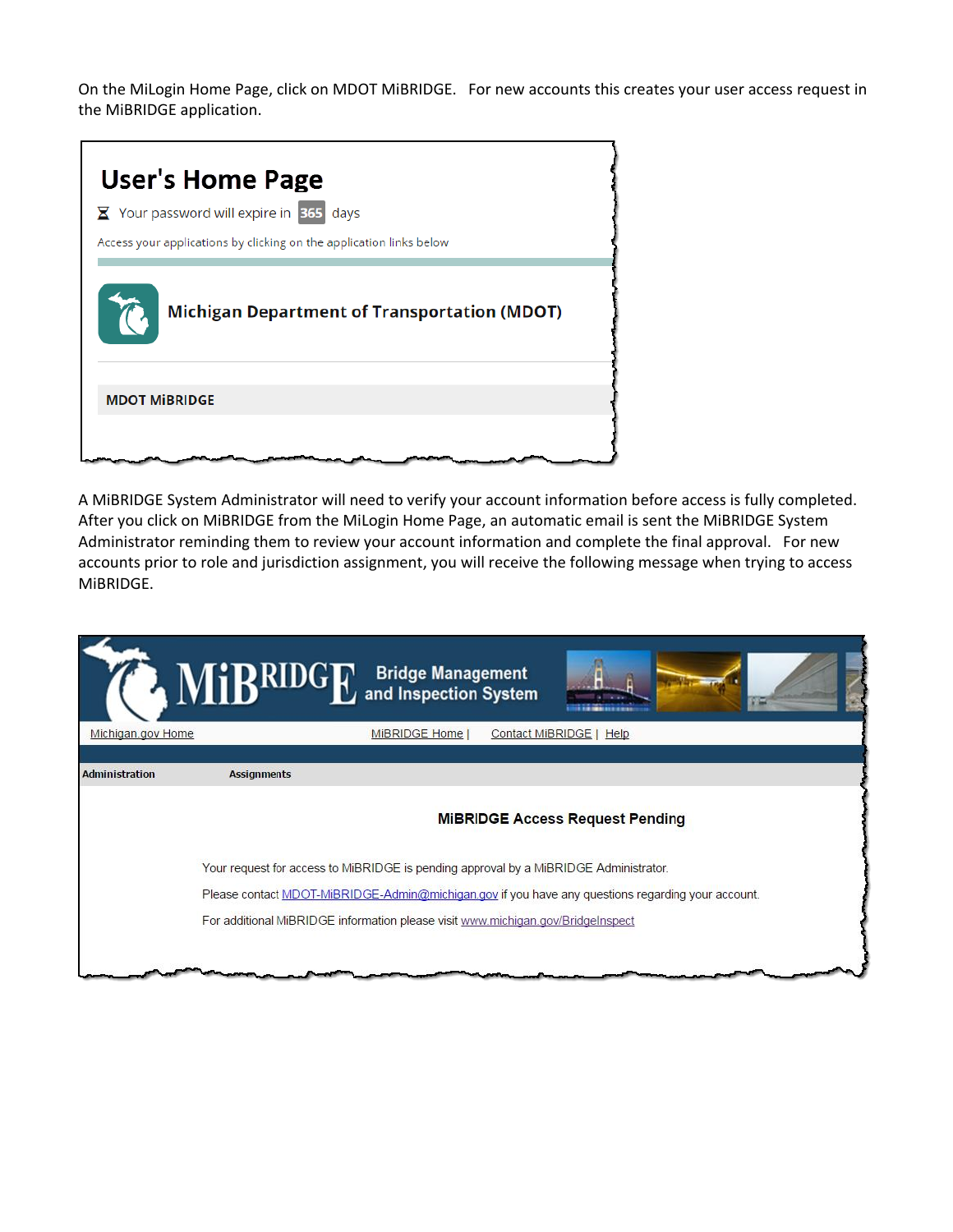On the MiLogin Home Page, click on MDOT MiBRIDGE. For new accounts this creates your user access request in the MiBRIDGE application.

**User's Home Page**

Your password will expire in 365 days

Access your applications by clicking on the application links below

**Michigan Department of Transportation (MDOT)**

**MDOT MiBRIDGE**

A MiBRIDGE System Administrator will need to verify your account information before access is fully completed. After you click on MiBRIDGE from the MiLogin Home Page, an automatic email is sent the MiBRIDGE System Administrator reminding them to review your account information and complete the final approval. For new accounts prior to role and jurisdiction assignment, you will receive the following message when trying to access MiBRIDGE.

MiBRIDGE Bridge Management and Inspection System

Michigan.gov Home | MiBRIDGE Home | Contact MiBRIDGE | Help

Administration | Assignments

**MiBRIDGE Access Request Pending**

Your request for access to MiBRIDGE is pending approval by a MiBRIDGE Administrator.

Please contact MDOT-MiBRIDGE-Admin@michigan.gov if you have any questions regarding your account.

For additional MiBRIDGE information please visit www.michigan.gov/BridgeInspect